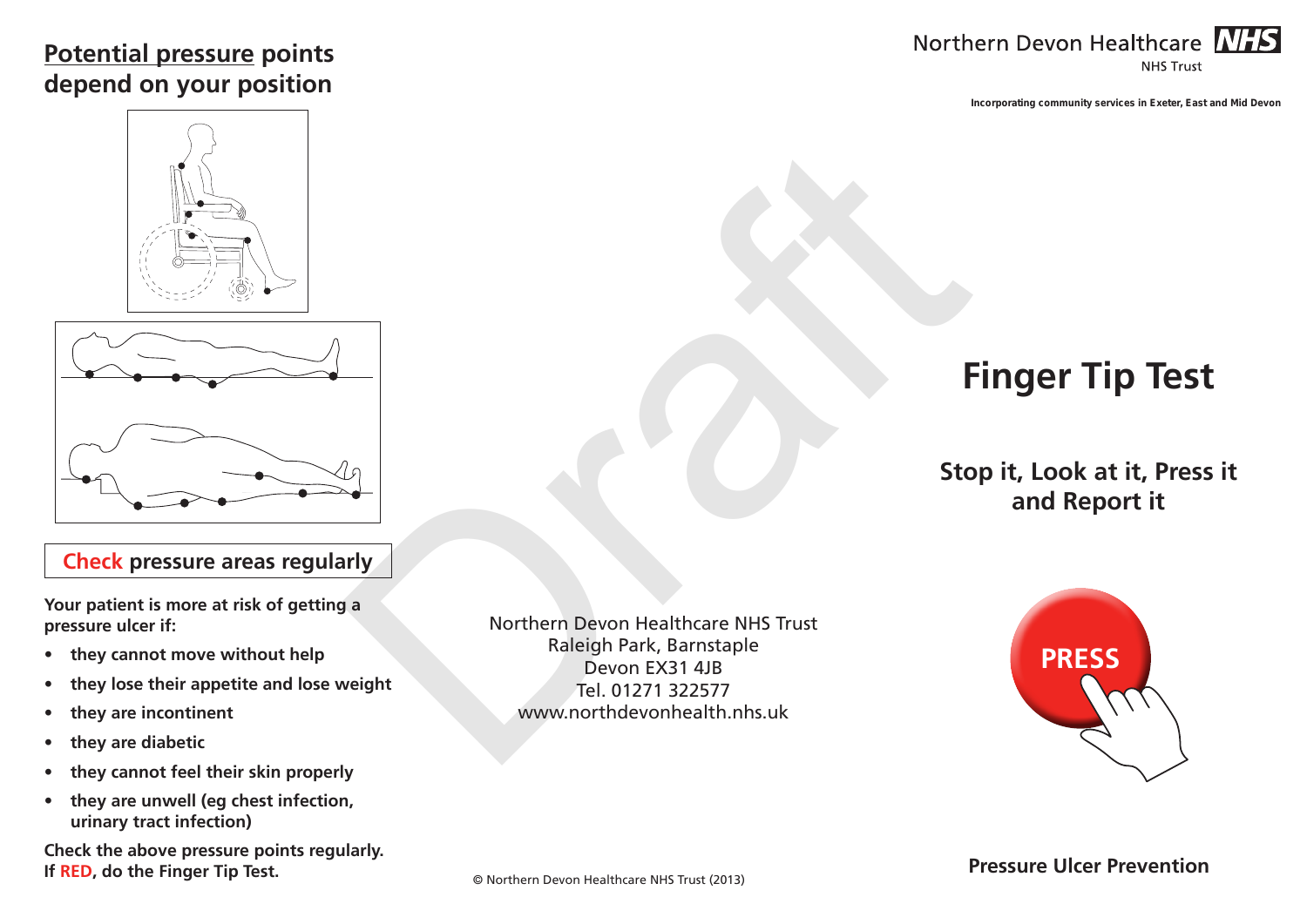## Potential pressure points depend on your position

**Check pressure areas regularly**

**Your patient is more at risk of getting a pressure ulcer if:**

- **they cannot move without help**
- **they lose their appetite and lose weight**
- **they are incontinent**
- **they are diabetic**
- **they cannot feel their skin properly**
- **they are unwell (eg chest infection, urinary tract infection)**

**Check the above pressure points regularly. If RED, do the Finger Tip Test.**

Northern Devon Healthcare NHS Trust
Raleigh Park, Barnstaple
Devon EX31 4JB
Tel. 01271 322577
www.northdevonhealth.nhs.uk

© Northern Devon Healthcare NHS Trust (2013)

Draft

Northern Devon Healthcare NHS Trust

**Incorporating community services in Exeter, East and Mid Devon**

# Finger Tip Test

## Stop it, Look at it, Press it and Report it

PRESS

**Pressure Ulcer Prevention**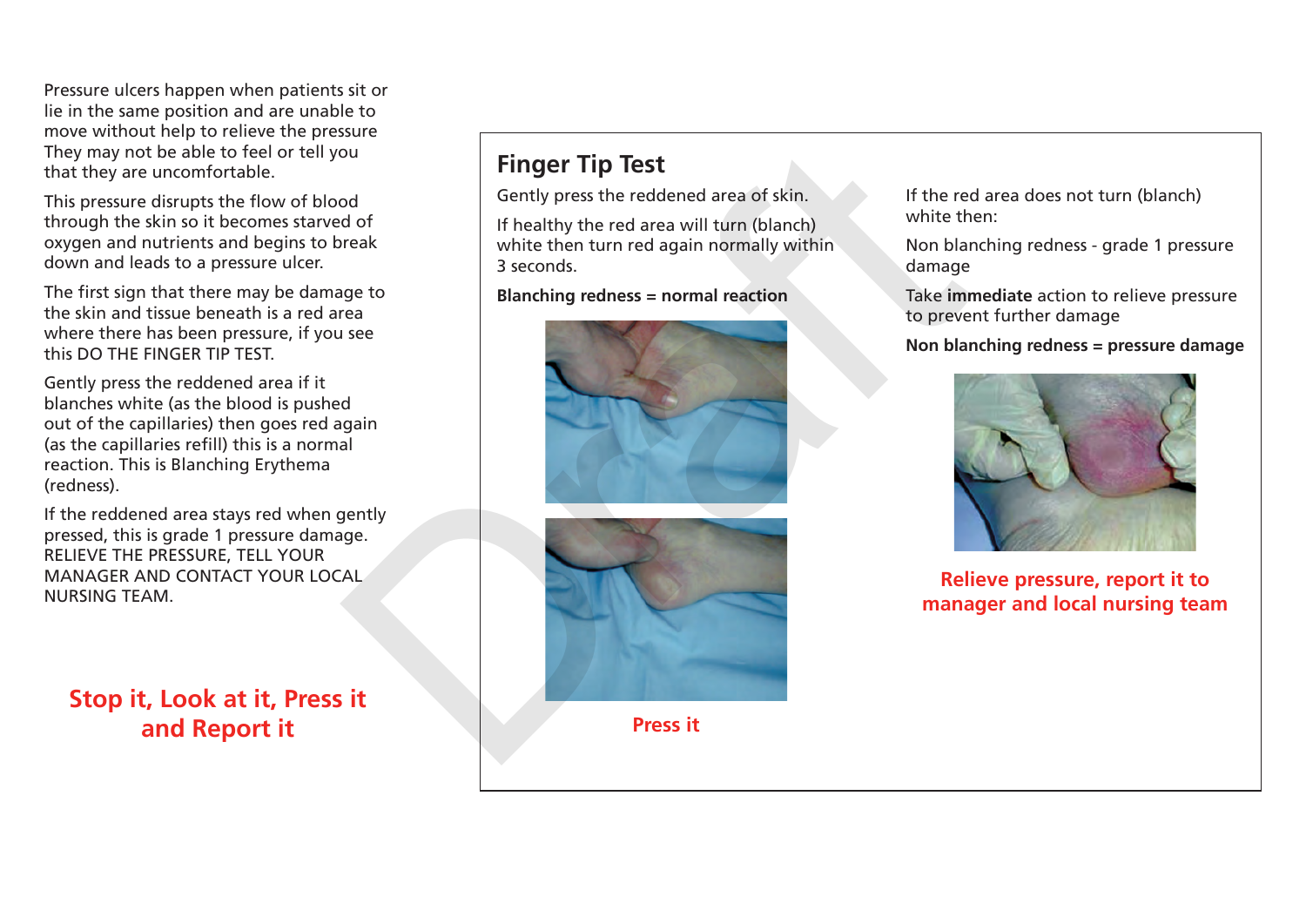Pressure ulcers happen when patients sit or lie in the same position and are unable to move without help to relieve the pressure They may not be able to feel or tell you that they are uncomfortable.

This pressure disrupts the flow of blood through the skin so it becomes starved of oxygen and nutrients and begins to break down and leads to a pressure ulcer.

The first sign that there may be damage to the skin and tissue beneath is a red area where there has been pressure, if you see this DO THE FINGER TIP TEST.

Gently press the reddened area if it blanches white (as the blood is pushed out of the capillaries) then goes red again (as the capillaries refill) this is a normal reaction. This is Blanching Erythema (redness).

If the reddened area stays red when gently pressed, this is grade 1 pressure damage. RELIEVE THE PRESSURE, TELL YOUR MANAGER AND CONTACT YOUR LOCAL NURSING TEAM.

**Stop it, Look at it, Press it and Report it**

## Finger Tip Test

Gently press the reddened area of skin.

If healthy the red area will turn (blanch) white then turn red again normally within 3 seconds.

**Blanching redness = normal reaction**

**Press it**

If the red area does not turn (blanch) white then:

Non blanching redness - grade 1 pressure damage

Take **immediate** action to relieve pressure to prevent further damage

**Non blanching redness = pressure damage**

**Relieve pressure, report it to manager and local nursing team**